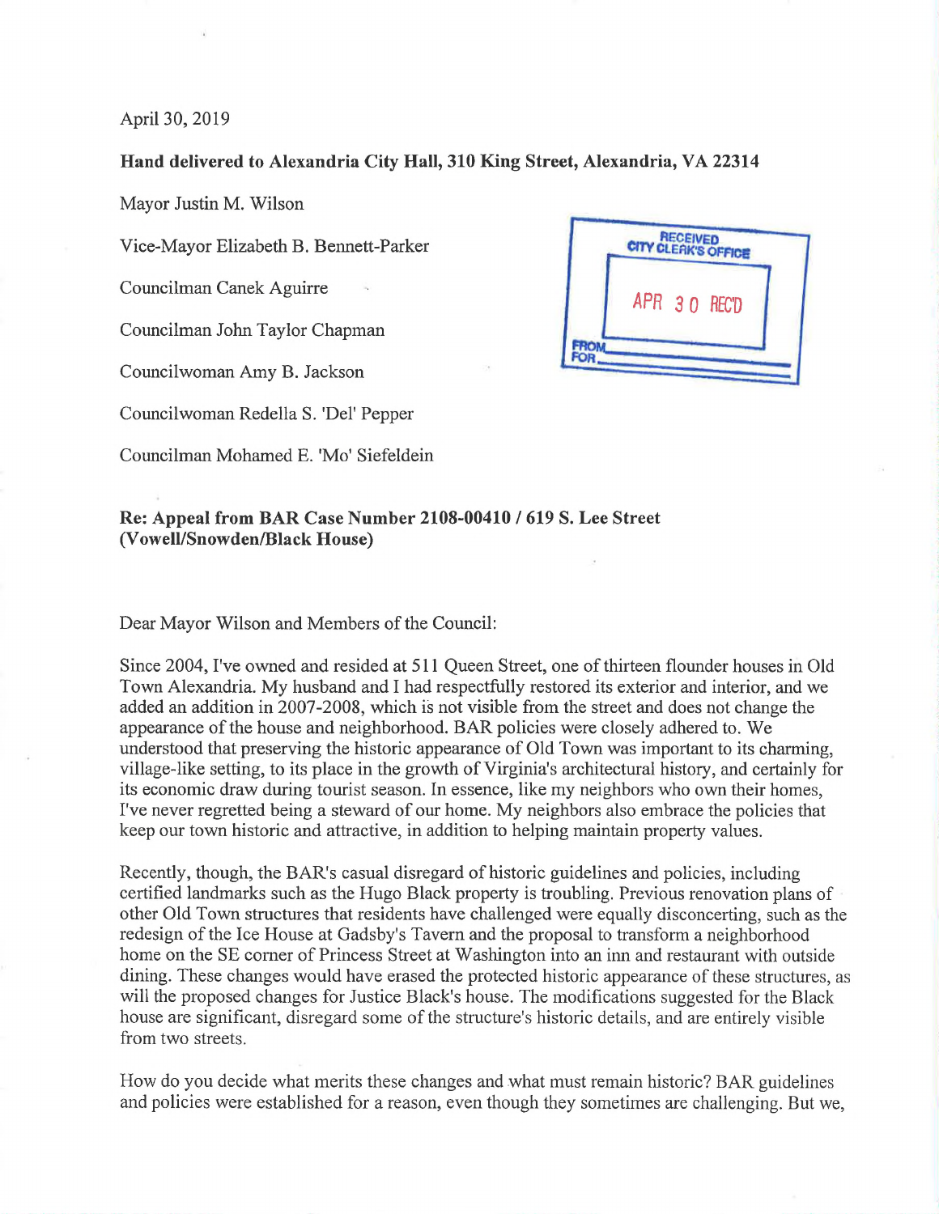April 30, 2019

**Hand delivered to Alexandria City Hall, 310 King Street, Alexandria, VA 22314**

Mayor Justin M. Wilson

Vice-Mayor Elizabeth B. Bennett-Parker

Councilman Canek Aguirre

Councilman John Taylor Chapman

Councilwoman Amy B. Jackson

Councilwoman Redella S. 'Del' Pepper

Councilman Mohamed E. 'Mo' Siefeldein

RECEIVED CITY CLERK'S OFFICE
APR 30 REC'D
FROM
FOR

**Re: Appeal from BAR Case Number 2108-00410 / 619 S. Lee Street (Vowell/Snowden/Black House)**

Dear Mayor Wilson and Members of the Council:

Since 2004, I've owned and resided at 511 Queen Street, one of thirteen flounder houses in Old Town Alexandria. My husband and I had respectfully restored its exterior and interior, and we added an addition in 2007-2008, which is not visible from the street and does not change the appearance of the house and neighborhood. BAR policies were closely adhered to. We understood that preserving the historic appearance of Old Town was important to its charming, village-like setting, to its place in the growth of Virginia's architectural history, and certainly for its economic draw during tourist season. In essence, like my neighbors who own their homes, I've never regretted being a steward of our home. My neighbors also embrace the policies that keep our town historic and attractive, in addition to helping maintain property values.

Recently, though, the BAR's casual disregard of historic guidelines and policies, including certified landmarks such as the Hugo Black property is troubling. Previous renovation plans of other Old Town structures that residents have challenged were equally disconcerting, such as the redesign of the Ice House at Gadsby's Tavern and the proposal to transform a neighborhood home on the SE corner of Princess Street at Washington into an inn and restaurant with outside dining. These changes would have erased the protected historic appearance of these structures, as will the proposed changes for Justice Black's house. The modifications suggested for the Black house are significant, disregard some of the structure's historic details, and are entirely visible from two streets.

How do you decide what merits these changes and what must remain historic? BAR guidelines and policies were established for a reason, even though they sometimes are challenging. But we,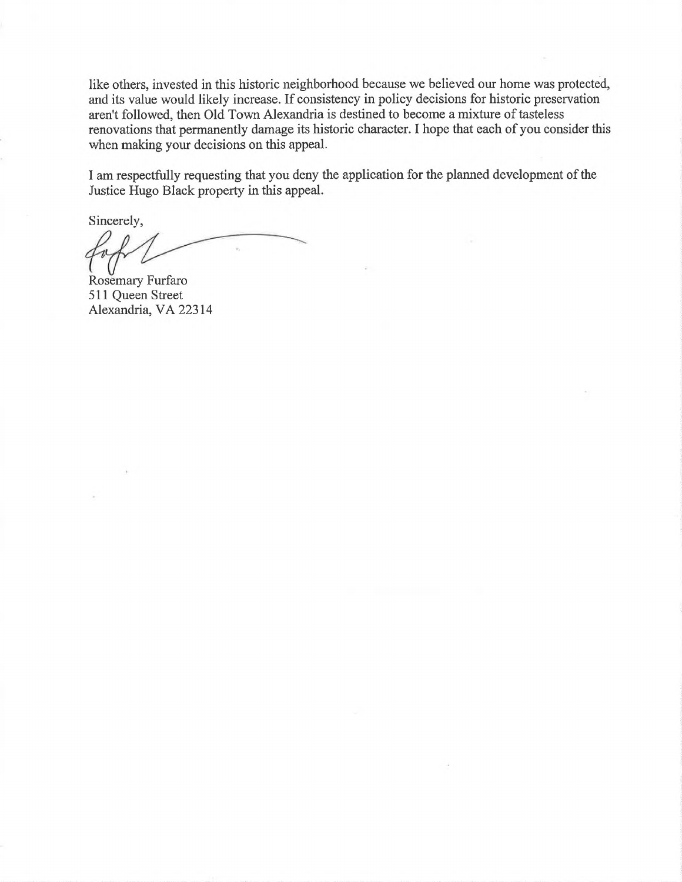like others, invested in this historic neighborhood because we believed our home was protected, and its value would likely increase. If consistency in policy decisions for historic preservation aren't followed, then Old Town Alexandria is destined to become a mixture of tasteless renovations that permanently damage its historic character. I hope that each of you consider this when making your decisions on this appeal.

I am respectfully requesting that you deny the application for the planned development of the Justice Hugo Black property in this appeal.

Sincerely,

Rosemary Furfaro
511 Queen Street
Alexandria, VA 22314